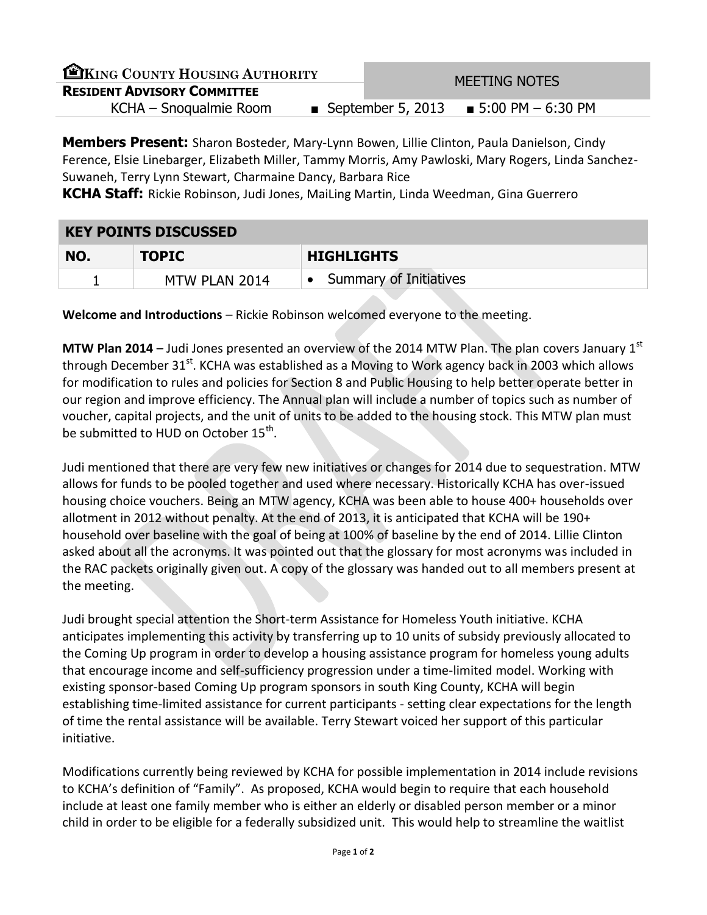**KING COUNTY HOUSING AUTHORITY**
**RESIDENT ADVISORY COMMITTEE**

MEETING NOTES

KCHA – Snoqualmie Room ■ September 5, 2013 ■ 5:00 PM – 6:30 PM

**Members Present:** Sharon Bosteder, Mary-Lynn Bowen, Lillie Clinton, Paula Danielson, Cindy Ference, Elsie Linebarger, Elizabeth Miller, Tammy Morris, Amy Pawloski, Mary Rogers, Linda Sanchez-Suwaneh, Terry Lynn Stewart, Charmaine Dancy, Barbara Rice

**KCHA Staff:** Rickie Robinson, Judi Jones, MaiLing Martin, Linda Weedman, Gina Guerrero

| KEY POINTS DISCUSSED | | |
|---|---|---|
| **NO.** | **TOPIC** | **HIGHLIGHTS** |
| 1 | MTW PLAN 2014 | • Summary of Initiatives |

**Welcome and Introductions** – Rickie Robinson welcomed everyone to the meeting.

**MTW Plan 2014** – Judi Jones presented an overview of the 2014 MTW Plan. The plan covers January 1st through December 31st. KCHA was established as a Moving to Work agency back in 2003 which allows for modification to rules and policies for Section 8 and Public Housing to help better operate better in our region and improve efficiency. The Annual plan will include a number of topics such as number of voucher, capital projects, and the unit of units to be added to the housing stock. This MTW plan must be submitted to HUD on October 15th.

Judi mentioned that there are very few new initiatives or changes for 2014 due to sequestration. MTW allows for funds to be pooled together and used where necessary. Historically KCHA has over-issued housing choice vouchers. Being an MTW agency, KCHA was been able to house 400+ households over allotment in 2012 without penalty. At the end of 2013, it is anticipated that KCHA will be 190+ household over baseline with the goal of being at 100% of baseline by the end of 2014. Lillie Clinton asked about all the acronyms. It was pointed out that the glossary for most acronyms was included in the RAC packets originally given out. A copy of the glossary was handed out to all members present at the meeting.

Judi brought special attention the Short-term Assistance for Homeless Youth initiative. KCHA anticipates implementing this activity by transferring up to 10 units of subsidy previously allocated to the Coming Up program in order to develop a housing assistance program for homeless young adults that encourage income and self-sufficiency progression under a time-limited model. Working with existing sponsor-based Coming Up program sponsors in south King County, KCHA will begin establishing time-limited assistance for current participants - setting clear expectations for the length of time the rental assistance will be available. Terry Stewart voiced her support of this particular initiative.

Modifications currently being reviewed by KCHA for possible implementation in 2014 include revisions to KCHA's definition of "Family". As proposed, KCHA would begin to require that each household include at least one family member who is either an elderly or disabled person member or a minor child in order to be eligible for a federally subsidized unit. This would help to streamline the waitlist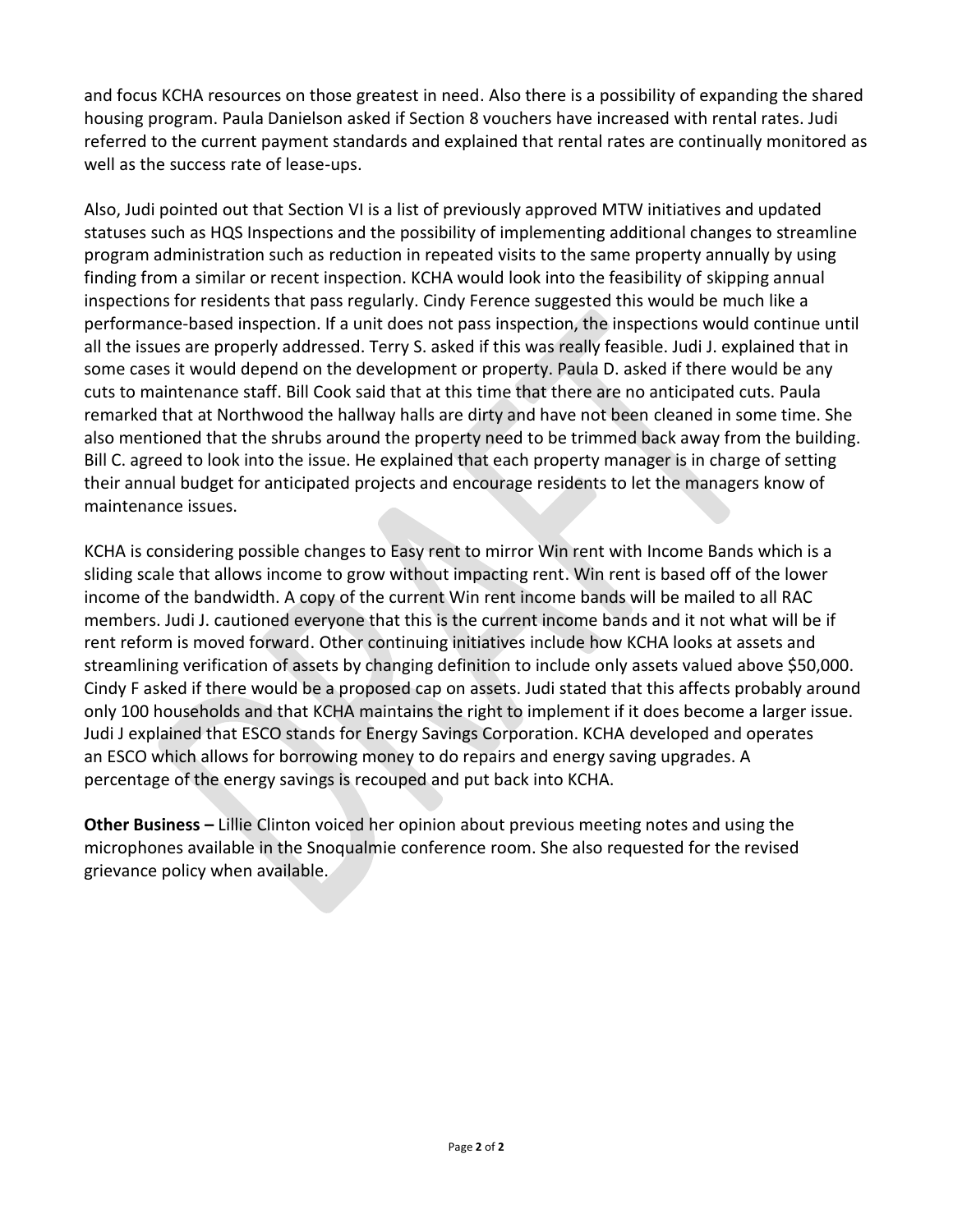and focus KCHA resources on those greatest in need. Also there is a possibility of expanding the shared housing program. Paula Danielson asked if Section 8 vouchers have increased with rental rates. Judi referred to the current payment standards and explained that rental rates are continually monitored as well as the success rate of lease-ups.

Also, Judi pointed out that Section VI is a list of previously approved MTW initiatives and updated statuses such as HQS Inspections and the possibility of implementing additional changes to streamline program administration such as reduction in repeated visits to the same property annually by using finding from a similar or recent inspection. KCHA would look into the feasibility of skipping annual inspections for residents that pass regularly. Cindy Ference suggested this would be much like a performance-based inspection. If a unit does not pass inspection, the inspections would continue until all the issues are properly addressed. Terry S. asked if this was really feasible. Judi J. explained that in some cases it would depend on the development or property. Paula D. asked if there would be any cuts to maintenance staff. Bill Cook said that at this time that there are no anticipated cuts. Paula remarked that at Northwood the hallway halls are dirty and have not been cleaned in some time. She also mentioned that the shrubs around the property need to be trimmed back away from the building. Bill C. agreed to look into the issue. He explained that each property manager is in charge of setting their annual budget for anticipated projects and encourage residents to let the managers know of maintenance issues.

KCHA is considering possible changes to Easy rent to mirror Win rent with Income Bands which is a sliding scale that allows income to grow without impacting rent. Win rent is based off of the lower income of the bandwidth. A copy of the current Win rent income bands will be mailed to all RAC members. Judi J. cautioned everyone that this is the current income bands and it not what will be if rent reform is moved forward. Other continuing initiatives include how KCHA looks at assets and streamlining verification of assets by changing definition to include only assets valued above $50,000. Cindy F asked if there would be a proposed cap on assets. Judi stated that this affects probably around only 100 households and that KCHA maintains the right to implement if it does become a larger issue. Judi J explained that ESCO stands for Energy Savings Corporation. KCHA developed and operates an ESCO which allows for borrowing money to do repairs and energy saving upgrades. A percentage of the energy savings is recouped and put back into KCHA.

**Other Business –** Lillie Clinton voiced her opinion about previous meeting notes and using the microphones available in the Snoqualmie conference room. She also requested for the revised grievance policy when available.